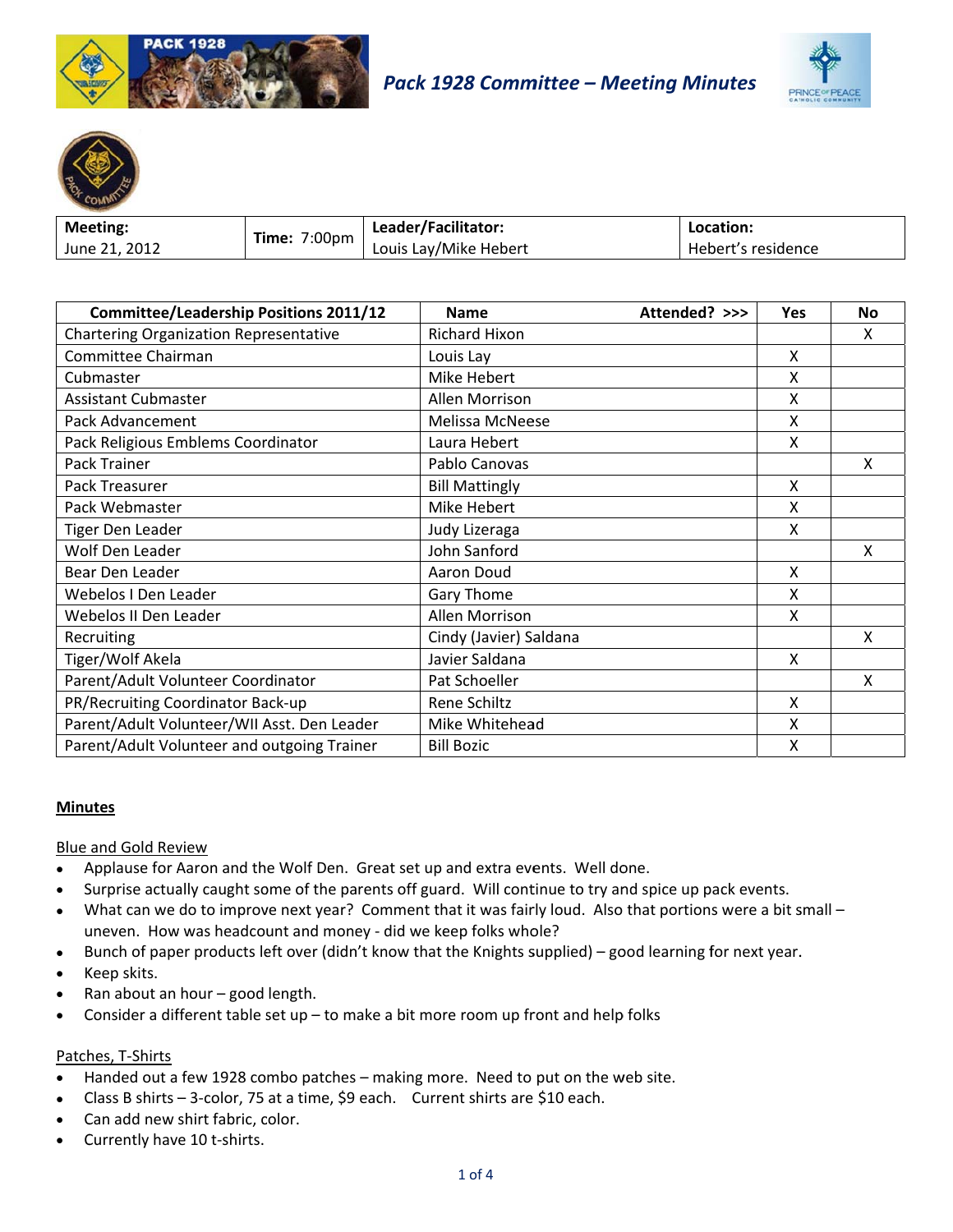# *Pack 1928 Committee – Meeting Minutes*

| Meeting: June 21, 2012 | Time: 7:00pm | Leader/Facilitator: Louis Lay/Mike Hebert | Location: Hebert's residence |
|---|---|---|---|

| Committee/Leadership Positions 2011/12 | Name Attended? >>> | Yes | No |
|---|---|---|---|
| Chartering Organization Representative | Richard Hixon | | X |
| Committee Chairman | Louis Lay | X | |
| Cubmaster | Mike Hebert | X | |
| Assistant Cubmaster | Allen Morrison | X | |
| Pack Advancement | Melissa McNeese | X | |
| Pack Religious Emblems Coordinator | Laura Hebert | X | |
| Pack Trainer | Pablo Canovas | | X |
| Pack Treasurer | Bill Mattingly | X | |
| Pack Webmaster | Mike Hebert | X | |
| Tiger Den Leader | Judy Lizeraga | X | |
| Wolf Den Leader | John Sanford | | X |
| Bear Den Leader | Aaron Doud | X | |
| Webelos I Den Leader | Gary Thome | X | |
| Webelos II Den Leader | Allen Morrison | X | |
| Recruiting | Cindy (Javier) Saldana | | X |
| Tiger/Wolf Akela | Javier Saldana | X | |
| Parent/Adult Volunteer Coordinator | Pat Schoeller | | X |
| PR/Recruiting Coordinator Back-up | Rene Schiltz | X | |
| Parent/Adult Volunteer/WII Asst. Den Leader | Mike Whitehead | X | |
| Parent/Adult Volunteer and outgoing Trainer | Bill Bozic | X | |

## Minutes

### Blue and Gold Review

- Applause for Aaron and the Wolf Den. Great set up and extra events. Well done.
- Surprise actually caught some of the parents off guard. Will continue to try and spice up pack events.
- What can we do to improve next year? Comment that it was fairly loud. Also that portions were a bit small – uneven. How was headcount and money - did we keep folks whole?
- Bunch of paper products left over (didn't know that the Knights supplied) – good learning for next year.
- Keep skits.
- Ran about an hour – good length.
- Consider a different table set up – to make a bit more room up front and help folks

### Patches, T-Shirts

- Handed out a few 1928 combo patches – making more. Need to put on the web site.
- Class B shirts – 3-color, 75 at a time, $9 each. Current shirts are $10 each.
- Can add new shirt fabric, color.
- Currently have 10 t-shirts.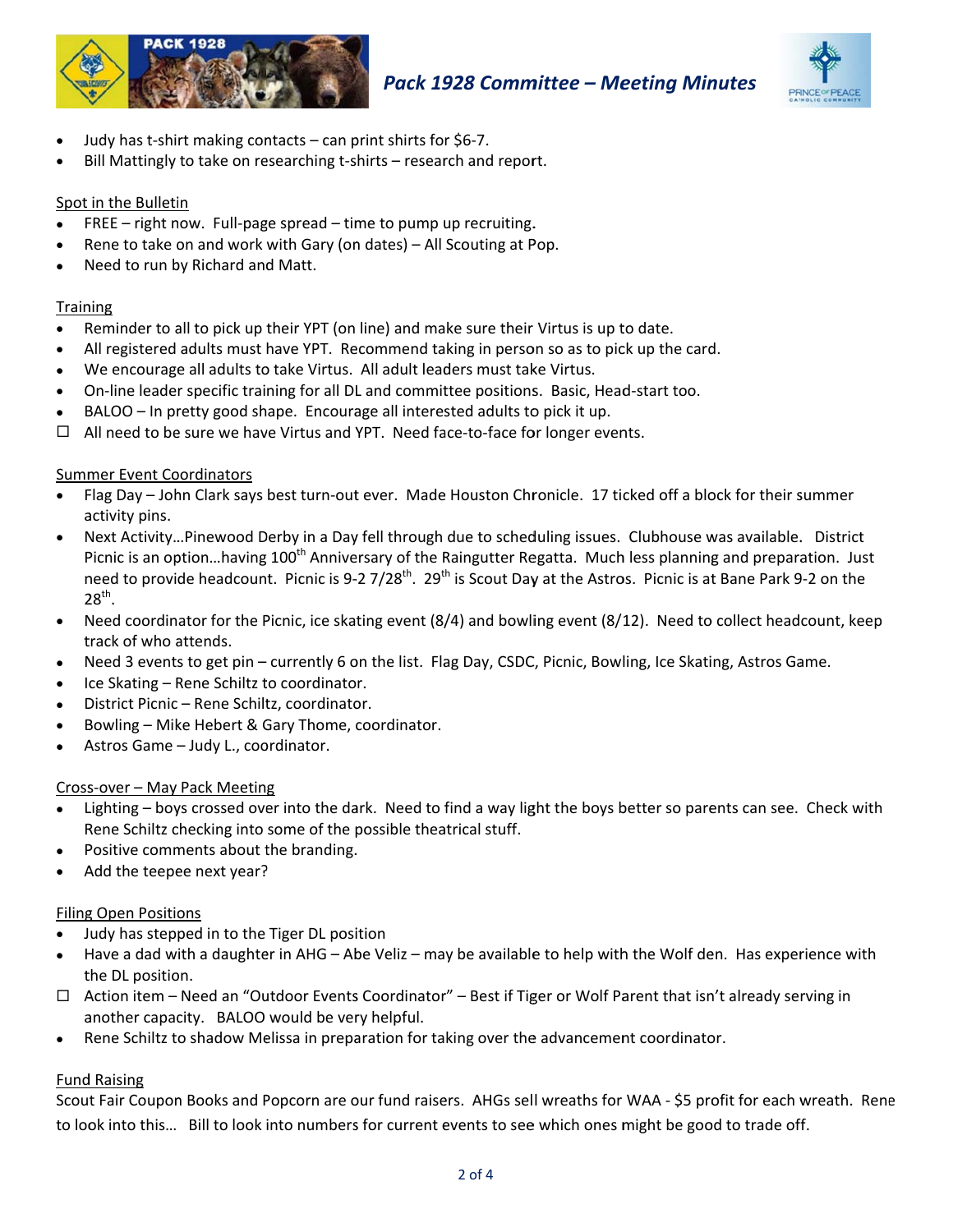- Judy has t-shirt making contacts – can print shirts for $6-7.
- Bill Mattingly to take on researching t-shirts – research and report.

<u>Spot in the Bulletin</u>

- FREE – right now. Full-page spread – time to pump up recruiting.
- Rene to take on and work with Gary (on dates) – All Scouting at Pop.
- Need to run by Richard and Matt.

<u>Training</u>

- Reminder to all to pick up their YPT (on line) and make sure their Virtus is up to date.
- All registered adults must have YPT. Recommend taking in person so as to pick up the card.
- We encourage all adults to take Virtus. All adult leaders must take Virtus.
- On-line leader specific training for all DL and committee positions. Basic, Head-start too.
- BALOO – In pretty good shape. Encourage all interested adults to pick it up.
- ☐ All need to be sure we have Virtus and YPT. Need face-to-face for longer events.

<u>Summer Event Coordinators</u>

- Flag Day – John Clark says best turn-out ever. Made Houston Chronicle. 17 ticked off a block for their summer activity pins.
- Next Activity…Pinewood Derby in a Day fell through due to scheduling issues. Clubhouse was available. District Picnic is an option…having 100th Anniversary of the Raingutter Regatta. Much less planning and preparation. Just need to provide headcount. Picnic is 9-2 7/28th. 29th is Scout Day at the Astros. Picnic is at Bane Park 9-2 on the 28th.
- Need coordinator for the Picnic, ice skating event (8/4) and bowling event (8/12). Need to collect headcount, keep track of who attends.
- Need 3 events to get pin – currently 6 on the list. Flag Day, CSDC, Picnic, Bowling, Ice Skating, Astros Game.
- Ice Skating – Rene Schiltz to coordinator.
- District Picnic – Rene Schiltz, coordinator.
- Bowling – Mike Hebert & Gary Thome, coordinator.
- Astros Game – Judy L., coordinator.

<u>Cross-over – May Pack Meeting</u>

- Lighting – boys crossed over into the dark. Need to find a way light the boys better so parents can see. Check with Rene Schiltz checking into some of the possible theatrical stuff.
- Positive comments about the branding.
- Add the teepee next year?

<u>Filing Open Positions</u>

- Judy has stepped in to the Tiger DL position
- Have a dad with a daughter in AHG – Abe Veliz – may be available to help with the Wolf den. Has experience with the DL position.
- ☐ Action item – Need an "Outdoor Events Coordinator" – Best if Tiger or Wolf Parent that isn't already serving in another capacity. BALOO would be very helpful.
- Rene Schiltz to shadow Melissa in preparation for taking over the advancement coordinator.

<u>Fund Raising</u>

Scout Fair Coupon Books and Popcorn are our fund raisers. AHGs sell wreaths for WAA - $5 profit for each wreath. Rene to look into this… Bill to look into numbers for current events to see which ones might be good to trade off.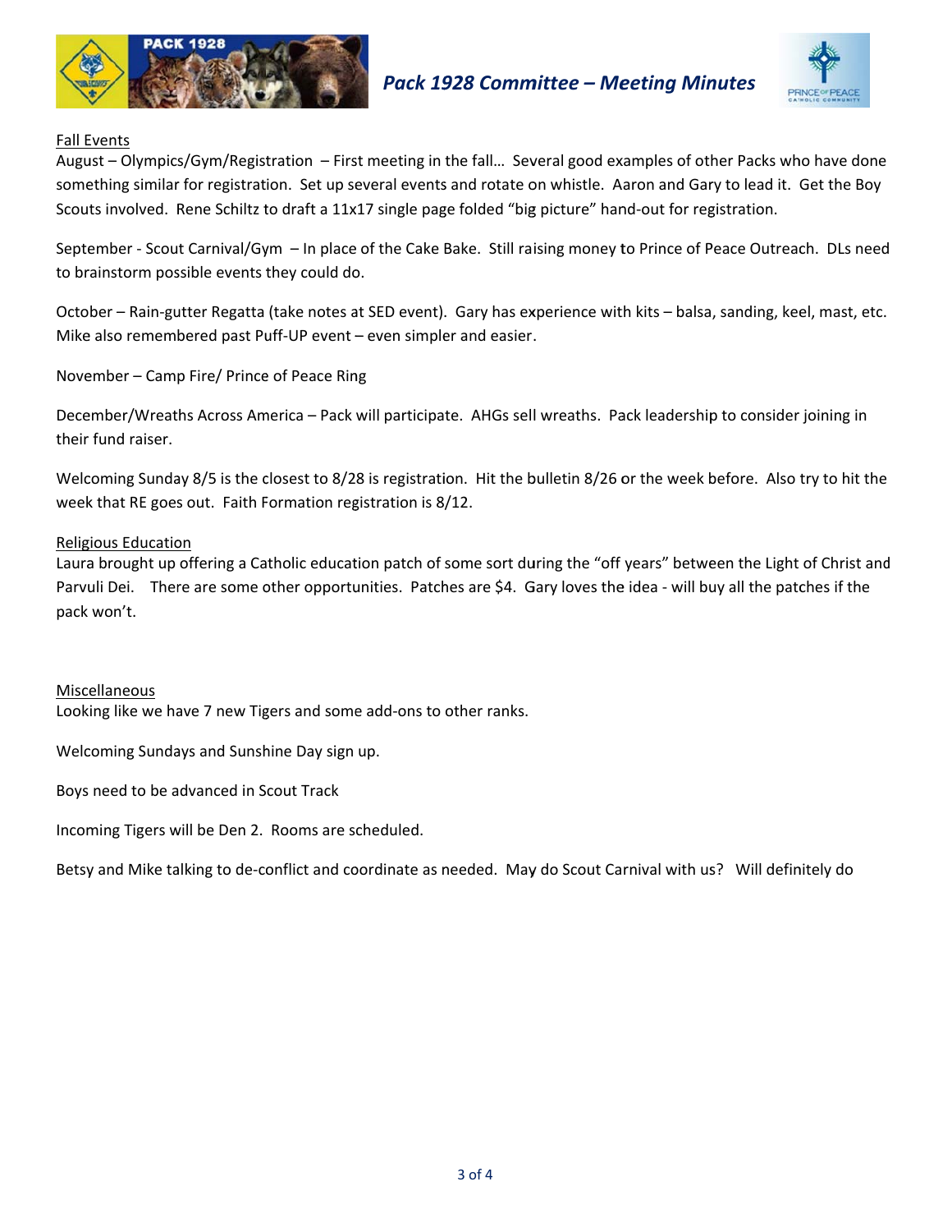Fall Events

August – Olympics/Gym/Registration – First meeting in the fall… Several good examples of other Packs who have done something similar for registration. Set up several events and rotate on whistle. Aaron and Gary to lead it. Get the Boy Scouts involved. Rene Schiltz to draft a 11x17 single page folded "big picture" hand-out for registration.

September - Scout Carnival/Gym – In place of the Cake Bake. Still raising money to Prince of Peace Outreach. DLs need to brainstorm possible events they could do.

October – Rain-gutter Regatta (take notes at SED event). Gary has experience with kits – balsa, sanding, keel, mast, etc. Mike also remembered past Puff-UP event – even simpler and easier.

November – Camp Fire/ Prince of Peace Ring

December/Wreaths Across America – Pack will participate. AHGs sell wreaths. Pack leadership to consider joining in their fund raiser.

Welcoming Sunday 8/5 is the closest to 8/28 is registration. Hit the bulletin 8/26 or the week before. Also try to hit the week that RE goes out. Faith Formation registration is 8/12.

Religious Education

Laura brought up offering a Catholic education patch of some sort during the "off years" between the Light of Christ and Parvuli Dei. There are some other opportunities. Patches are $4. Gary loves the idea - will buy all the patches if the pack won't.

Miscellaneous

Looking like we have 7 new Tigers and some add-ons to other ranks.

Welcoming Sundays and Sunshine Day sign up.

Boys need to be advanced in Scout Track

Incoming Tigers will be Den 2. Rooms are scheduled.

Betsy and Mike talking to de-conflict and coordinate as needed. May do Scout Carnival with us? Will definitely do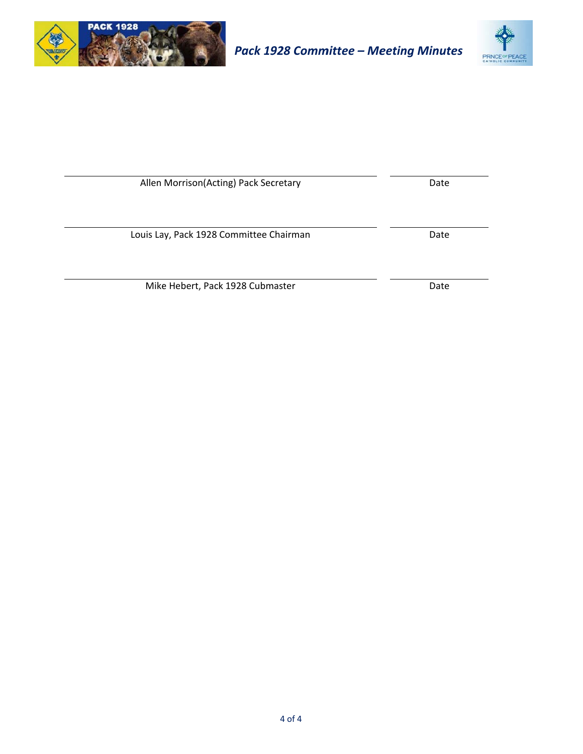| | |
|---|---|
| Allen Morrison(Acting) Pack Secretary | Date |
| Louis Lay, Pack 1928 Committee Chairman | Date |
| Mike Hebert, Pack 1928 Cubmaster | Date |